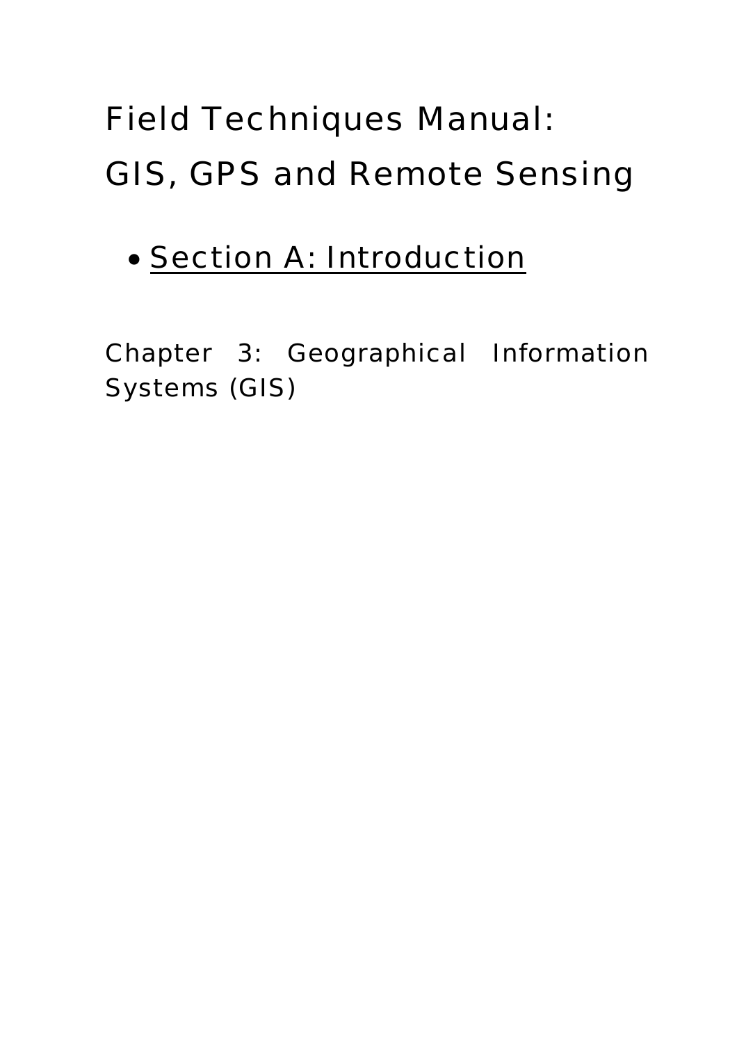# Field Techniques Manual: GIS, GPS and Remote Sensing

- Section A: Introduction

## Chapter 3: Geographical Information Systems (GIS)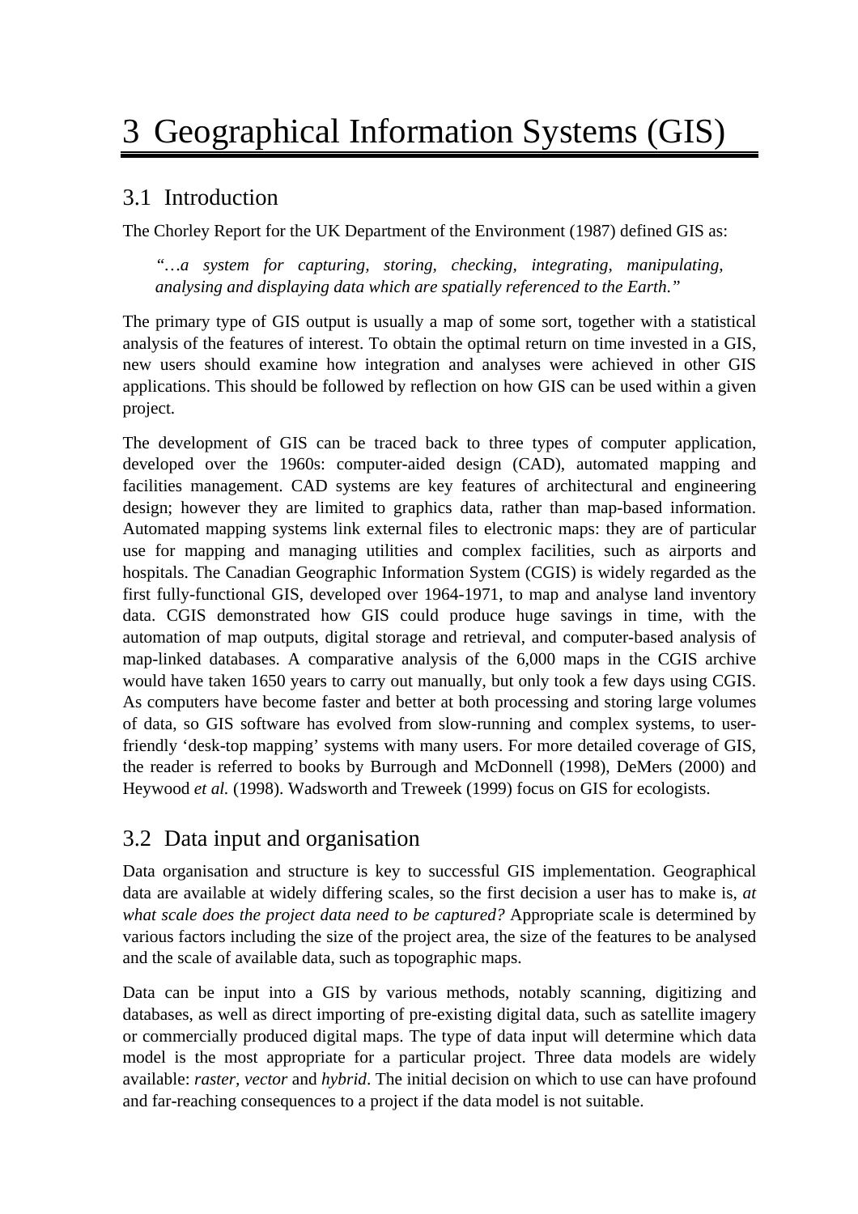# 3 Geographical Information Systems (GIS)

## 3.1 Introduction

The Chorley Report for the UK Department of the Environment (1987) defined GIS as:

> *"…a system for capturing, storing, checking, integrating, manipulating, analysing and displaying data which are spatially referenced to the Earth."*

The primary type of GIS output is usually a map of some sort, together with a statistical analysis of the features of interest. To obtain the optimal return on time invested in a GIS, new users should examine how integration and analyses were achieved in other GIS applications. This should be followed by reflection on how GIS can be used within a given project.

The development of GIS can be traced back to three types of computer application, developed over the 1960s: computer-aided design (CAD), automated mapping and facilities management. CAD systems are key features of architectural and engineering design; however they are limited to graphics data, rather than map-based information. Automated mapping systems link external files to electronic maps: they are of particular use for mapping and managing utilities and complex facilities, such as airports and hospitals. The Canadian Geographic Information System (CGIS) is widely regarded as the first fully-functional GIS, developed over 1964-1971, to map and analyse land inventory data. CGIS demonstrated how GIS could produce huge savings in time, with the automation of map outputs, digital storage and retrieval, and computer-based analysis of map-linked databases. A comparative analysis of the 6,000 maps in the CGIS archive would have taken 1650 years to carry out manually, but only took a few days using CGIS. As computers have become faster and better at both processing and storing large volumes of data, so GIS software has evolved from slow-running and complex systems, to user-friendly 'desk-top mapping' systems with many users. For more detailed coverage of GIS, the reader is referred to books by Burrough and McDonnell (1998), DeMers (2000) and Heywood *et al.* (1998). Wadsworth and Treweek (1999) focus on GIS for ecologists.

## 3.2 Data input and organisation

Data organisation and structure is key to successful GIS implementation. Geographical data are available at widely differing scales, so the first decision a user has to make is, *at what scale does the project data need to be captured?* Appropriate scale is determined by various factors including the size of the project area, the size of the features to be analysed and the scale of available data, such as topographic maps.

Data can be input into a GIS by various methods, notably scanning, digitizing and databases, as well as direct importing of pre-existing digital data, such as satellite imagery or commercially produced digital maps. The type of data input will determine which data model is the most appropriate for a particular project. Three data models are widely available: *raster, vector* and *hybrid*. The initial decision on which to use can have profound and far-reaching consequences to a project if the data model is not suitable.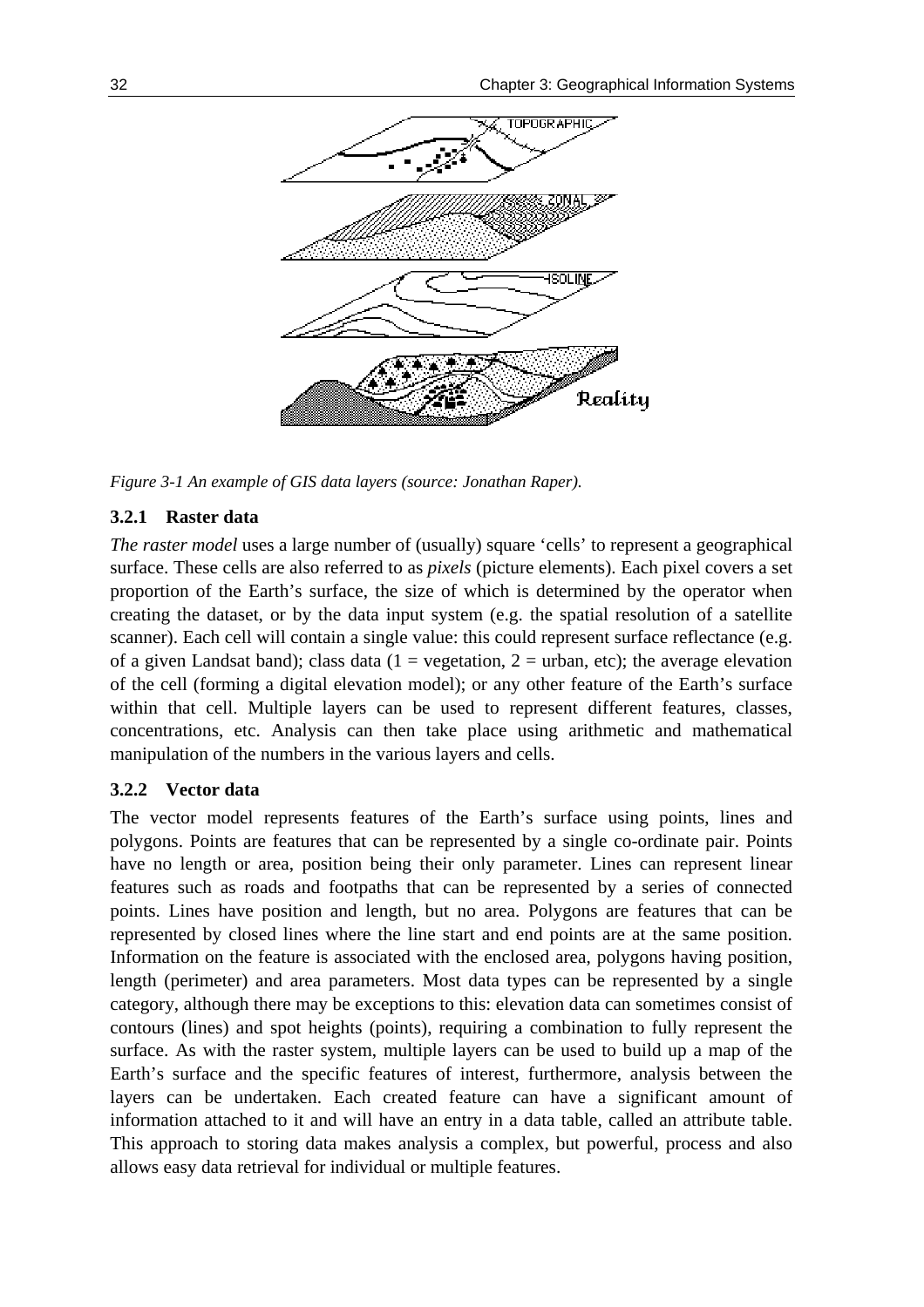*Figure 3-1 An example of GIS data layers (source: Jonathan Raper).*

### 3.2.1 Raster data

*The raster model* uses a large number of (usually) square 'cells' to represent a geographical surface. These cells are also referred to as *pixels* (picture elements). Each pixel covers a set proportion of the Earth's surface, the size of which is determined by the operator when creating the dataset, or by the data input system (e.g. the spatial resolution of a satellite scanner). Each cell will contain a single value: this could represent surface reflectance (e.g. of a given Landsat band); class data (1 = vegetation, 2 = urban, etc); the average elevation of the cell (forming a digital elevation model); or any other feature of the Earth's surface within that cell. Multiple layers can be used to represent different features, classes, concentrations, etc. Analysis can then take place using arithmetic and mathematical manipulation of the numbers in the various layers and cells.

### 3.2.2 Vector data

The vector model represents features of the Earth's surface using points, lines and polygons. Points are features that can be represented by a single co-ordinate pair. Points have no length or area, position being their only parameter. Lines can represent linear features such as roads and footpaths that can be represented by a series of connected points. Lines have position and length, but no area. Polygons are features that can be represented by closed lines where the line start and end points are at the same position. Information on the feature is associated with the enclosed area, polygons having position, length (perimeter) and area parameters. Most data types can be represented by a single category, although there may be exceptions to this: elevation data can sometimes consist of contours (lines) and spot heights (points), requiring a combination to fully represent the surface. As with the raster system, multiple layers can be used to build up a map of the Earth's surface and the specific features of interest, furthermore, analysis between the layers can be undertaken. Each created feature can have a significant amount of information attached to it and will have an entry in a data table, called an attribute table. This approach to storing data makes analysis a complex, but powerful, process and also allows easy data retrieval for individual or multiple features.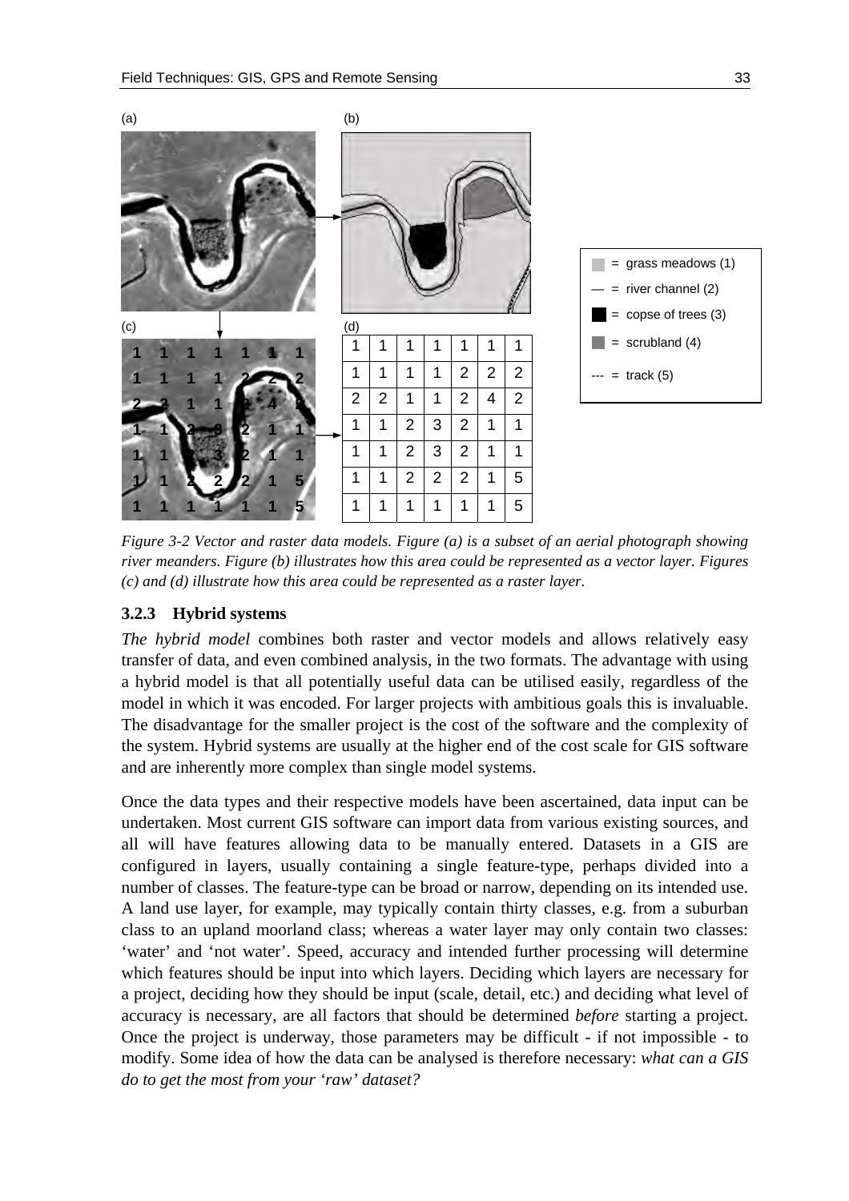(a) (b)

(c) (d)

| 1 | 1 | 1 | 1 | 1 | 1 | 1 |
|---|---|---|---|---|---|---|
| 1 | 1 | 1 | 1 | 2 | 2 | 2 |
| 2 | 2 | 1 | 1 | 2 | 4 | 2 |
| 1 | 1 | 2 | 3 | 2 | 1 | 1 |
| 1 | 1 | 2 | 3 | 2 | 1 | 1 |
| 1 | 1 | 2 | 2 | 2 | 1 | 5 |
| 1 | 1 | 1 | 1 | 1 | 1 | 5 |

= grass meadows (1)
— = river channel (2)
= copse of trees (3)
= scrubland (4)
--- = track (5)

*Figure 3-2 Vector and raster data models. Figure (a) is a subset of an aerial photograph showing river meanders. Figure (b) illustrates how this area could be represented as a vector layer. Figures (c) and (d) illustrate how this area could be represented as a raster layer.*

### 3.2.3 Hybrid systems

*The hybrid model* combines both raster and vector models and allows relatively easy transfer of data, and even combined analysis, in the two formats. The advantage with using a hybrid model is that all potentially useful data can be utilised easily, regardless of the model in which it was encoded. For larger projects with ambitious goals this is invaluable. The disadvantage for the smaller project is the cost of the software and the complexity of the system. Hybrid systems are usually at the higher end of the cost scale for GIS software and are inherently more complex than single model systems.

Once the data types and their respective models have been ascertained, data input can be undertaken. Most current GIS software can import data from various existing sources, and all will have features allowing data to be manually entered. Datasets in a GIS are configured in layers, usually containing a single feature-type, perhaps divided into a number of classes. The feature-type can be broad or narrow, depending on its intended use. A land use layer, for example, may typically contain thirty classes, e.g. from a suburban class to an upland moorland class; whereas a water layer may only contain two classes: 'water' and 'not water'. Speed, accuracy and intended further processing will determine which features should be input into which layers. Deciding which layers are necessary for a project, deciding how they should be input (scale, detail, etc.) and deciding what level of accuracy is necessary, are all factors that should be determined *before* starting a project. Once the project is underway, those parameters may be difficult - if not impossible - to modify. Some idea of how the data can be analysed is therefore necessary: *what can a GIS do to get the most from your 'raw' dataset?*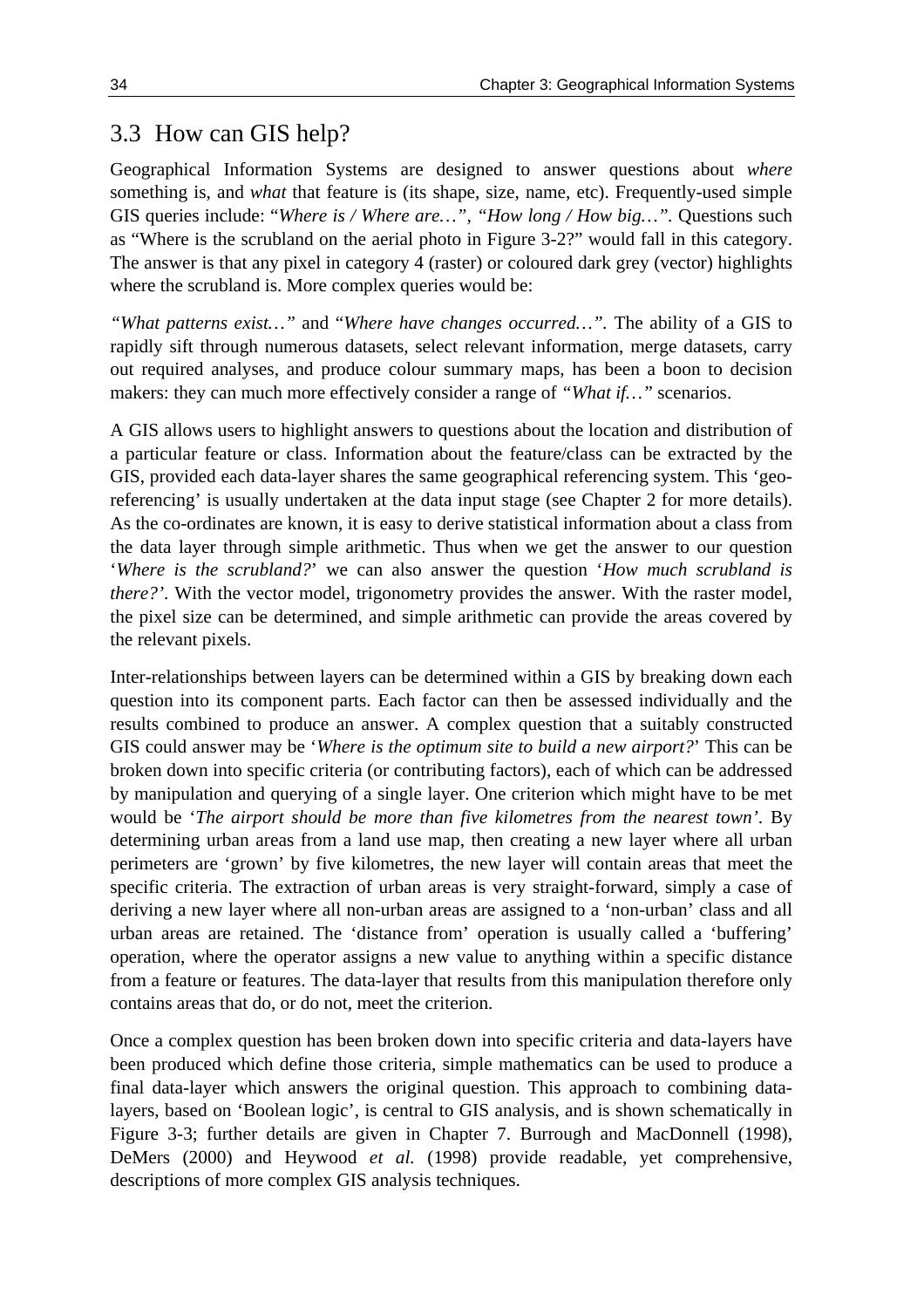## 3.3 How can GIS help?

Geographical Information Systems are designed to answer questions about *where* something is, and *what* that feature is (its shape, size, name, etc). Frequently-used simple GIS queries include: "*Where is / Where are…*", *"How long / How big…"*. Questions such as "Where is the scrubland on the aerial photo in Figure 3-2?" would fall in this category. The answer is that any pixel in category 4 (raster) or coloured dark grey (vector) highlights where the scrubland is. More complex queries would be:

*"What patterns exist…"* and "*Where have changes occurred…"*. The ability of a GIS to rapidly sift through numerous datasets, select relevant information, merge datasets, carry out required analyses, and produce colour summary maps, has been a boon to decision makers: they can much more effectively consider a range of *"What if…"* scenarios.

A GIS allows users to highlight answers to questions about the location and distribution of a particular feature or class. Information about the feature/class can be extracted by the GIS, provided each data-layer shares the same geographical referencing system. This 'geo-referencing' is usually undertaken at the data input stage (see Chapter 2 for more details). As the co-ordinates are known, it is easy to derive statistical information about a class from the data layer through simple arithmetic. Thus when we get the answer to our question '*Where is the scrubland?*' we can also answer the question '*How much scrubland is there?'*. With the vector model, trigonometry provides the answer. With the raster model, the pixel size can be determined, and simple arithmetic can provide the areas covered by the relevant pixels.

Inter-relationships between layers can be determined within a GIS by breaking down each question into its component parts. Each factor can then be assessed individually and the results combined to produce an answer. A complex question that a suitably constructed GIS could answer may be '*Where is the optimum site to build a new airport?*' This can be broken down into specific criteria (or contributing factors), each of which can be addressed by manipulation and querying of a single layer. One criterion which might have to be met would be '*The airport should be more than five kilometres from the nearest town'*. By determining urban areas from a land use map, then creating a new layer where all urban perimeters are 'grown' by five kilometres, the new layer will contain areas that meet the specific criteria. The extraction of urban areas is very straight-forward, simply a case of deriving a new layer where all non-urban areas are assigned to a 'non-urban' class and all urban areas are retained. The 'distance from' operation is usually called a 'buffering' operation, where the operator assigns a new value to anything within a specific distance from a feature or features. The data-layer that results from this manipulation therefore only contains areas that do, or do not, meet the criterion.

Once a complex question has been broken down into specific criteria and data-layers have been produced which define those criteria, simple mathematics can be used to produce a final data-layer which answers the original question. This approach to combining data-layers, based on 'Boolean logic', is central to GIS analysis, and is shown schematically in Figure 3-3; further details are given in Chapter 7. Burrough and MacDonnell (1998), DeMers (2000) and Heywood *et al.* (1998) provide readable, yet comprehensive, descriptions of more complex GIS analysis techniques.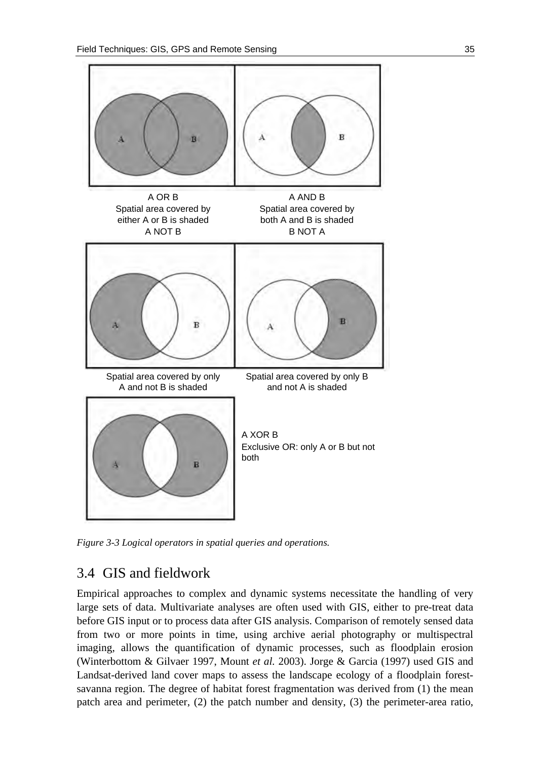A OR B
Spatial area covered by either A or B is shaded

A AND B
Spatial area covered by both A and B is shaded

A NOT B
Spatial area covered by only A and not B is shaded

B NOT A
Spatial area covered by only B and not A is shaded

A XOR B
Exclusive OR: only A or B but not both

*Figure 3-3 Logical operators in spatial queries and operations.*

## 3.4 GIS and fieldwork

Empirical approaches to complex and dynamic systems necessitate the handling of very large sets of data. Multivariate analyses are often used with GIS, either to pre-treat data before GIS input or to process data after GIS analysis. Comparison of remotely sensed data from two or more points in time, using archive aerial photography or multispectral imaging, allows the quantification of dynamic processes, such as floodplain erosion (Winterbottom & Gilvaer 1997, Mount *et al.* 2003). Jorge & Garcia (1997) used GIS and Landsat-derived land cover maps to assess the landscape ecology of a floodplain forest-savanna region. The degree of habitat forest fragmentation was derived from (1) the mean patch area and perimeter, (2) the patch number and density, (3) the perimeter-area ratio,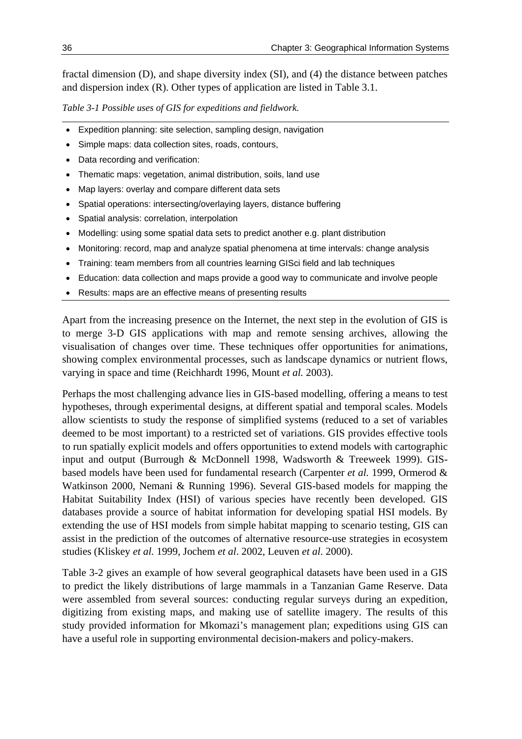fractal dimension (D), and shape diversity index (SI), and (4) the distance between patches and dispersion index (R). Other types of application are listed in Table 3.1.

*Table 3-1 Possible uses of GIS for expeditions and fieldwork.*

- Expedition planning: site selection, sampling design, navigation
- Simple maps: data collection sites, roads, contours,
- Data recording and verification:
- Thematic maps: vegetation, animal distribution, soils, land use
- Map layers: overlay and compare different data sets
- Spatial operations: intersecting/overlaying layers, distance buffering
- Spatial analysis: correlation, interpolation
- Modelling: using some spatial data sets to predict another e.g. plant distribution
- Monitoring: record, map and analyze spatial phenomena at time intervals: change analysis
- Training: team members from all countries learning GISci field and lab techniques
- Education: data collection and maps provide a good way to communicate and involve people
- Results: maps are an effective means of presenting results

Apart from the increasing presence on the Internet, the next step in the evolution of GIS is to merge 3-D GIS applications with map and remote sensing archives, allowing the visualisation of changes over time. These techniques offer opportunities for animations, showing complex environmental processes, such as landscape dynamics or nutrient flows, varying in space and time (Reichhardt 1996, Mount *et al.* 2003).

Perhaps the most challenging advance lies in GIS-based modelling, offering a means to test hypotheses, through experimental designs, at different spatial and temporal scales. Models allow scientists to study the response of simplified systems (reduced to a set of variables deemed to be most important) to a restricted set of variations. GIS provides effective tools to run spatially explicit models and offers opportunities to extend models with cartographic input and output (Burrough & McDonnell 1998, Wadsworth & Treeweek 1999). GIS-based models have been used for fundamental research (Carpenter *et al.* 1999, Ormerod & Watkinson 2000, Nemani & Running 1996). Several GIS-based models for mapping the Habitat Suitability Index (HSI) of various species have recently been developed. GIS databases provide a source of habitat information for developing spatial HSI models. By extending the use of HSI models from simple habitat mapping to scenario testing, GIS can assist in the prediction of the outcomes of alternative resource-use strategies in ecosystem studies (Kliskey *et al.* 1999, Jochem *et al*. 2002, Leuven *et al*. 2000).

Table 3-2 gives an example of how several geographical datasets have been used in a GIS to predict the likely distributions of large mammals in a Tanzanian Game Reserve. Data were assembled from several sources: conducting regular surveys during an expedition, digitizing from existing maps, and making use of satellite imagery. The results of this study provided information for Mkomazi's management plan; expeditions using GIS can have a useful role in supporting environmental decision-makers and policy-makers.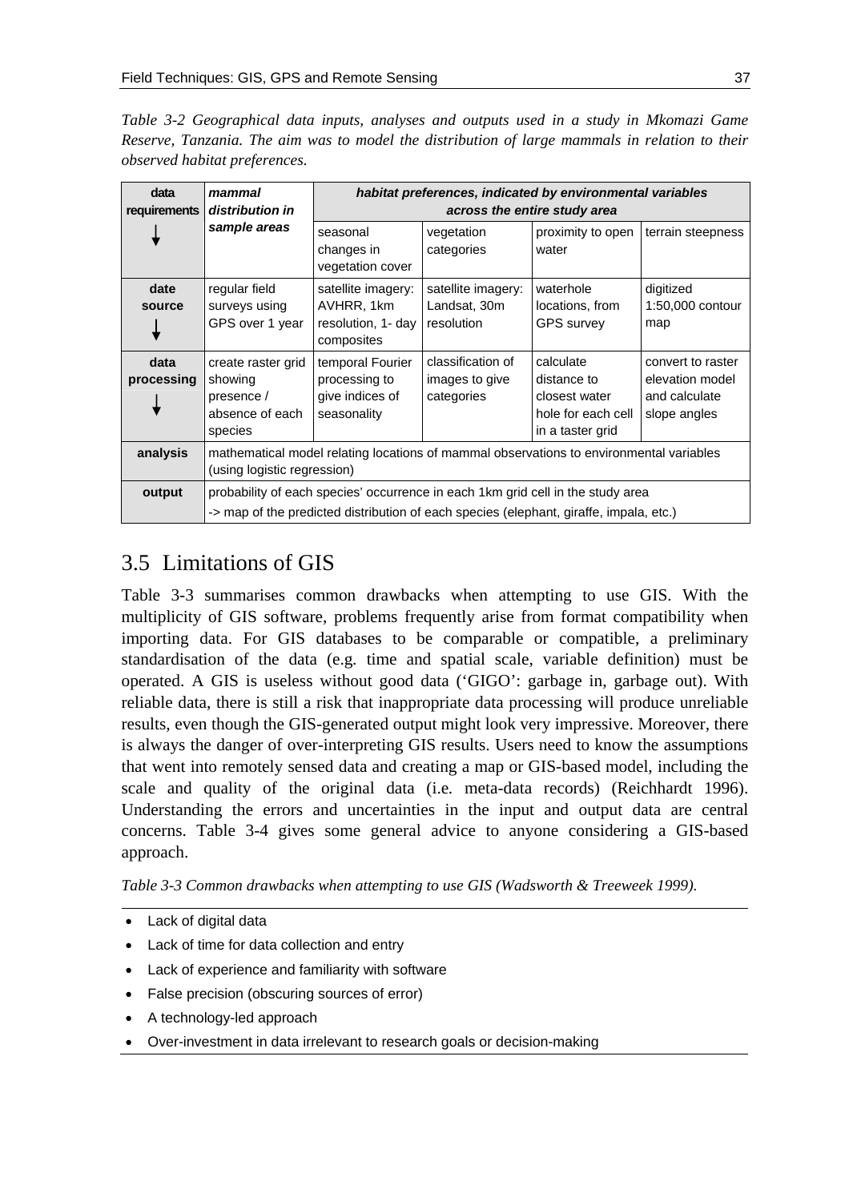*Table 3-2 Geographical data inputs, analyses and outputs used in a study in Mkomazi Game Reserve, Tanzania. The aim was to model the distribution of large mammals in relation to their observed habitat preferences.*

| **data requirements** ↓ | ***mammal distribution in sample areas*** | ***habitat preferences, indicated by environmental variables across the entire study area*** | | | |
|---|---|---|---|---|---|
| | | seasonal changes in vegetation cover | vegetation categories | proximity to open water | terrain steepness |
| **date source** ↓ | regular field surveys using GPS over 1 year | satellite imagery: AVHRR, 1km resolution, 1- day composites | satellite imagery: Landsat, 30m resolution | waterhole locations, from GPS survey | digitized 1:50,000 contour map |
| **data processing** ↓ | create raster grid showing presence / absence of each species | temporal Fourier processing to give indices of seasonality | classification of images to give categories | calculate distance to closest water hole for each cell in a taster grid | convert to raster elevation model and calculate slope angles |
| **analysis** | mathematical model relating locations of mammal observations to environmental variables (using logistic regression) | | | | |
| **output** | probability of each species' occurrence in each 1km grid cell in the study area -> map of the predicted distribution of each species (elephant, giraffe, impala, etc.) | | | | |

## 3.5 Limitations of GIS

Table 3-3 summarises common drawbacks when attempting to use GIS. With the multiplicity of GIS software, problems frequently arise from format compatibility when importing data. For GIS databases to be comparable or compatible, a preliminary standardisation of the data (e.g. time and spatial scale, variable definition) must be operated. A GIS is useless without good data ('GIGO': garbage in, garbage out). With reliable data, there is still a risk that inappropriate data processing will produce unreliable results, even though the GIS-generated output might look very impressive. Moreover, there is always the danger of over-interpreting GIS results. Users need to know the assumptions that went into remotely sensed data and creating a map or GIS-based model, including the scale and quality of the original data (i.e. meta-data records) (Reichhardt 1996). Understanding the errors and uncertainties in the input and output data are central concerns. Table 3-4 gives some general advice to anyone considering a GIS-based approach.

*Table 3-3 Common drawbacks when attempting to use GIS (Wadsworth & Treeweek 1999).*

- Lack of digital data
- Lack of time for data collection and entry
- Lack of experience and familiarity with software
- False precision (obscuring sources of error)
- A technology-led approach
- Over-investment in data irrelevant to research goals or decision-making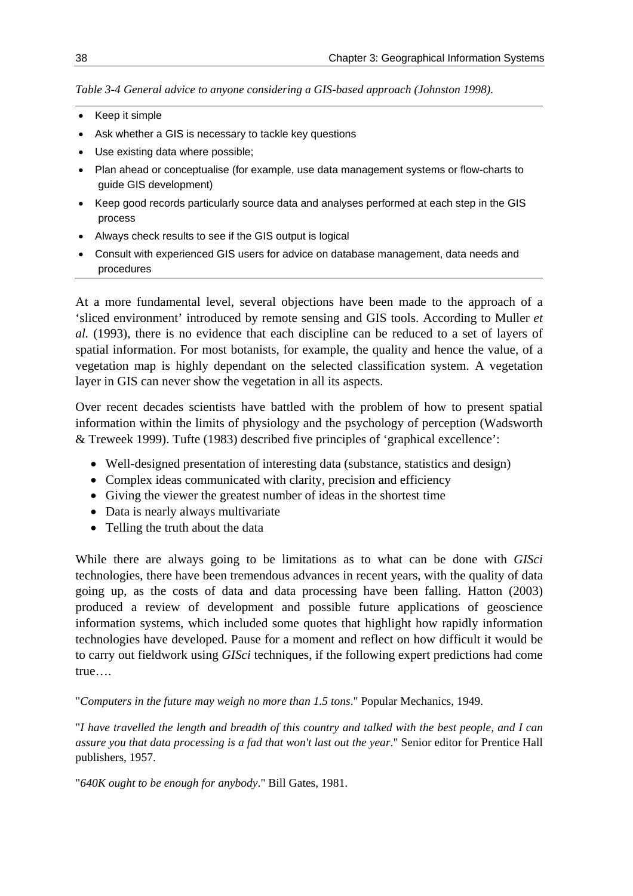*Table 3-4 General advice to anyone considering a GIS-based approach (Johnston 1998).*

- Keep it simple
- Ask whether a GIS is necessary to tackle key questions
- Use existing data where possible;
- Plan ahead or conceptualise (for example, use data management systems or flow-charts to guide GIS development)
- Keep good records particularly source data and analyses performed at each step in the GIS process
- Always check results to see if the GIS output is logical
- Consult with experienced GIS users for advice on database management, data needs and procedures

At a more fundamental level, several objections have been made to the approach of a 'sliced environment' introduced by remote sensing and GIS tools. According to Muller *et al.* (1993), there is no evidence that each discipline can be reduced to a set of layers of spatial information. For most botanists, for example, the quality and hence the value, of a vegetation map is highly dependant on the selected classification system. A vegetation layer in GIS can never show the vegetation in all its aspects.

Over recent decades scientists have battled with the problem of how to present spatial information within the limits of physiology and the psychology of perception (Wadsworth & Treweek 1999). Tufte (1983) described five principles of 'graphical excellence':

- Well-designed presentation of interesting data (substance, statistics and design)
- Complex ideas communicated with clarity, precision and efficiency
- Giving the viewer the greatest number of ideas in the shortest time
- Data is nearly always multivariate
- Telling the truth about the data

While there are always going to be limitations as to what can be done with *GISci* technologies, there have been tremendous advances in recent years, with the quality of data going up, as the costs of data and data processing have been falling. Hatton (2003) produced a review of development and possible future applications of geoscience information systems, which included some quotes that highlight how rapidly information technologies have developed. Pause for a moment and reflect on how difficult it would be to carry out fieldwork using *GISci* techniques, if the following expert predictions had come true….

"*Computers in the future may weigh no more than 1.5 tons*." Popular Mechanics, 1949.

"*I have travelled the length and breadth of this country and talked with the best people, and I can assure you that data processing is a fad that won't last out the year*." Senior editor for Prentice Hall publishers, 1957.

"*640K ought to be enough for anybody*." Bill Gates, 1981.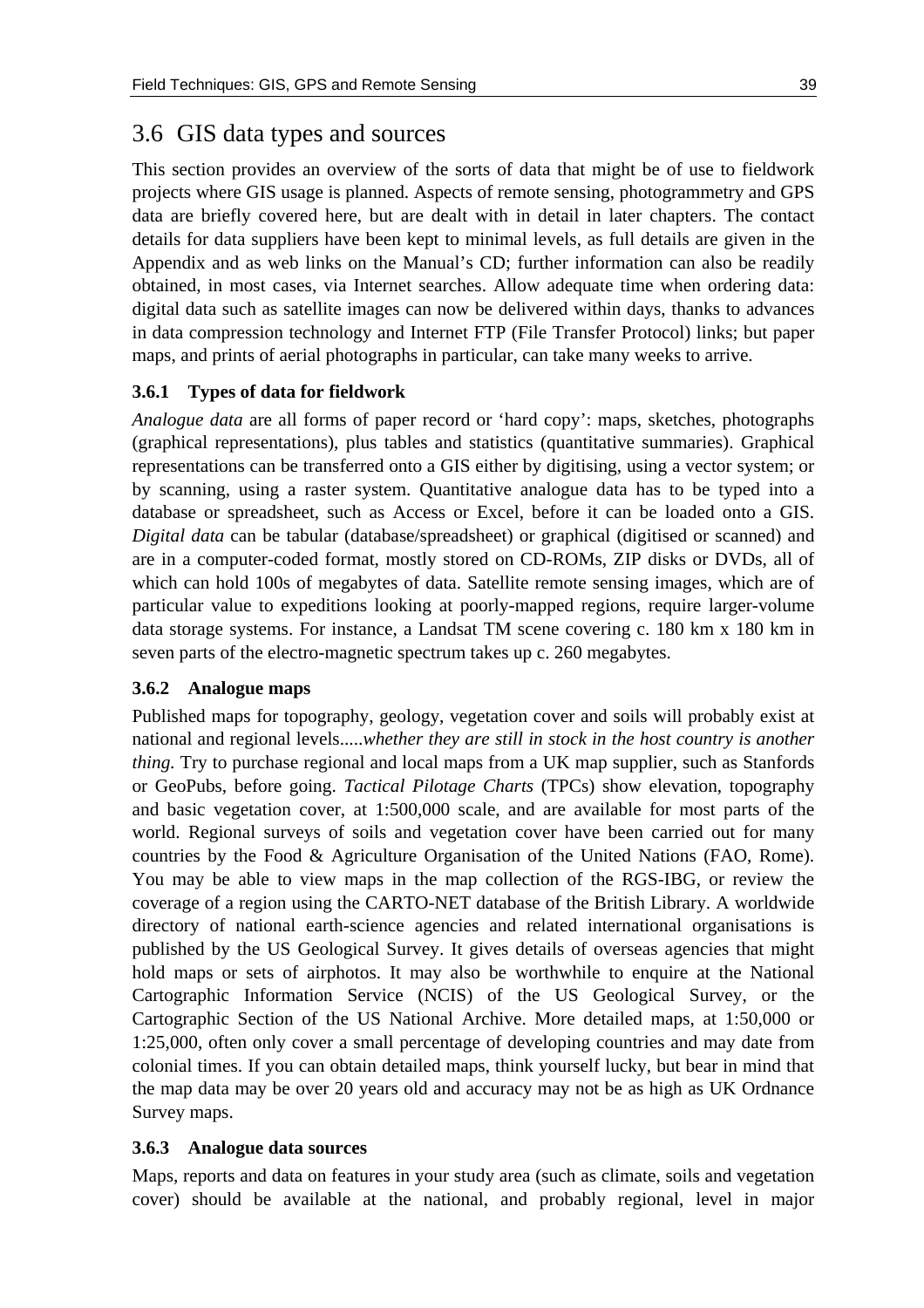## 3.6 GIS data types and sources

This section provides an overview of the sorts of data that might be of use to fieldwork projects where GIS usage is planned. Aspects of remote sensing, photogrammetry and GPS data are briefly covered here, but are dealt with in detail in later chapters. The contact details for data suppliers have been kept to minimal levels, as full details are given in the Appendix and as web links on the Manual's CD; further information can also be readily obtained, in most cases, via Internet searches. Allow adequate time when ordering data: digital data such as satellite images can now be delivered within days, thanks to advances in data compression technology and Internet FTP (File Transfer Protocol) links; but paper maps, and prints of aerial photographs in particular, can take many weeks to arrive.

### 3.6.1 Types of data for fieldwork

*Analogue data* are all forms of paper record or 'hard copy': maps, sketches, photographs (graphical representations), plus tables and statistics (quantitative summaries). Graphical representations can be transferred onto a GIS either by digitising, using a vector system; or by scanning, using a raster system. Quantitative analogue data has to be typed into a database or spreadsheet, such as Access or Excel, before it can be loaded onto a GIS. *Digital data* can be tabular (database/spreadsheet) or graphical (digitised or scanned) and are in a computer-coded format, mostly stored on CD-ROMs, ZIP disks or DVDs, all of which can hold 100s of megabytes of data. Satellite remote sensing images, which are of particular value to expeditions looking at poorly-mapped regions, require larger-volume data storage systems. For instance, a Landsat TM scene covering c. 180 km x 180 km in seven parts of the electro-magnetic spectrum takes up c. 260 megabytes.

### 3.6.2 Analogue maps

Published maps for topography, geology, vegetation cover and soils will probably exist at national and regional levels.....*whether they are still in stock in the host country is another thing.* Try to purchase regional and local maps from a UK map supplier, such as Stanfords or GeoPubs, before going. *Tactical Pilotage Charts* (TPCs) show elevation, topography and basic vegetation cover, at 1:500,000 scale, and are available for most parts of the world. Regional surveys of soils and vegetation cover have been carried out for many countries by the Food & Agriculture Organisation of the United Nations (FAO, Rome). You may be able to view maps in the map collection of the RGS-IBG, or review the coverage of a region using the CARTO-NET database of the British Library. A worldwide directory of national earth-science agencies and related international organisations is published by the US Geological Survey. It gives details of overseas agencies that might hold maps or sets of airphotos. It may also be worthwhile to enquire at the National Cartographic Information Service (NCIS) of the US Geological Survey, or the Cartographic Section of the US National Archive. More detailed maps, at 1:50,000 or 1:25,000, often only cover a small percentage of developing countries and may date from colonial times. If you can obtain detailed maps, think yourself lucky, but bear in mind that the map data may be over 20 years old and accuracy may not be as high as UK Ordnance Survey maps.

### 3.6.3 Analogue data sources

Maps, reports and data on features in your study area (such as climate, soils and vegetation cover) should be available at the national, and probably regional, level in major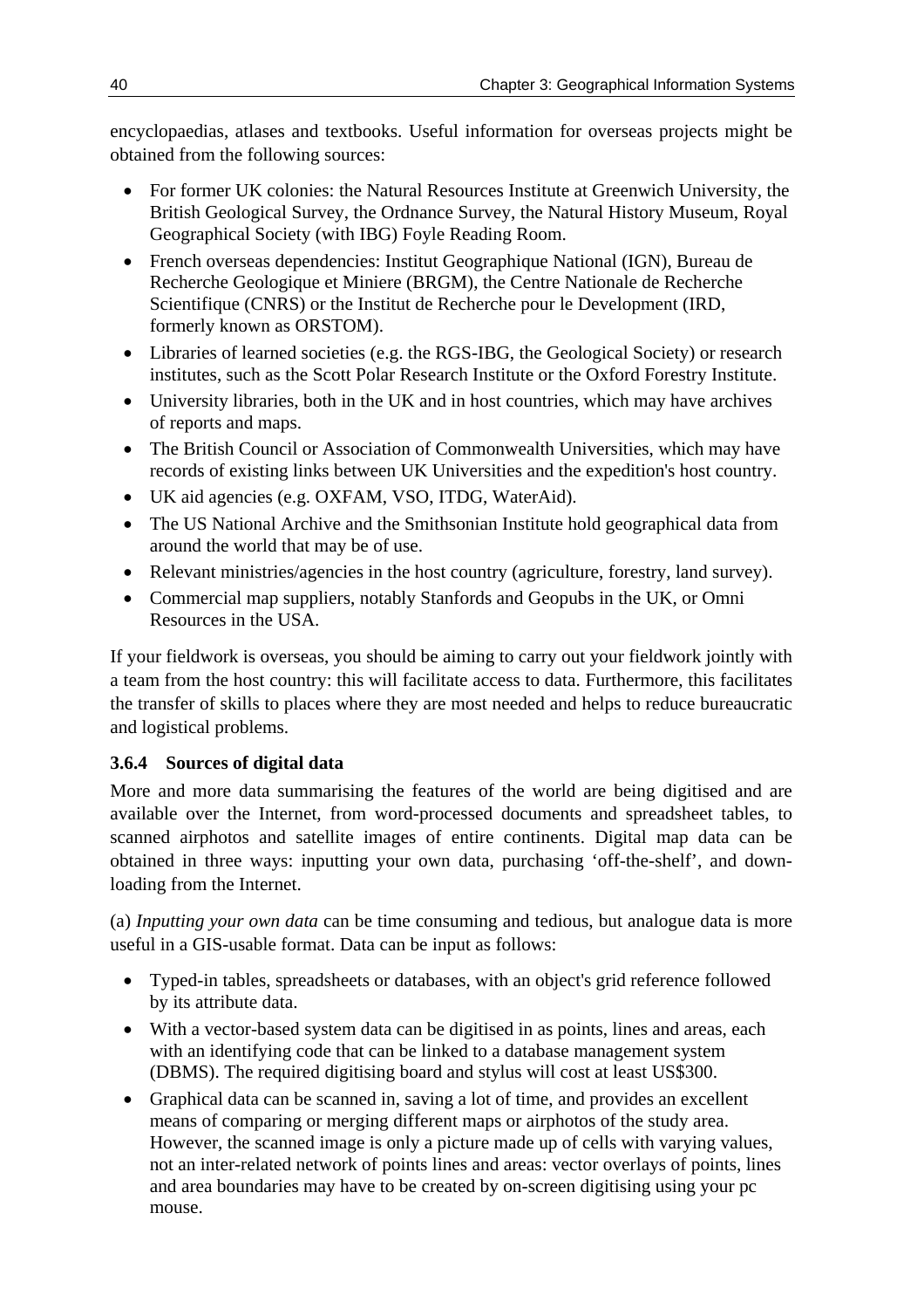encyclopaedias, atlases and textbooks. Useful information for overseas projects might be obtained from the following sources:

- For former UK colonies: the Natural Resources Institute at Greenwich University, the British Geological Survey, the Ordnance Survey, the Natural History Museum, Royal Geographical Society (with IBG) Foyle Reading Room.
- French overseas dependencies: Institut Geographique National (IGN), Bureau de Recherche Geologique et Miniere (BRGM), the Centre Nationale de Recherche Scientifique (CNRS) or the Institut de Recherche pour le Development (IRD, formerly known as ORSTOM).
- Libraries of learned societies (e.g. the RGS-IBG, the Geological Society) or research institutes, such as the Scott Polar Research Institute or the Oxford Forestry Institute.
- University libraries, both in the UK and in host countries, which may have archives of reports and maps.
- The British Council or Association of Commonwealth Universities, which may have records of existing links between UK Universities and the expedition's host country.
- UK aid agencies (e.g. OXFAM, VSO, ITDG, WaterAid).
- The US National Archive and the Smithsonian Institute hold geographical data from around the world that may be of use.
- Relevant ministries/agencies in the host country (agriculture, forestry, land survey).
- Commercial map suppliers, notably Stanfords and Geopubs in the UK, or Omni Resources in the USA.

If your fieldwork is overseas, you should be aiming to carry out your fieldwork jointly with a team from the host country: this will facilitate access to data. Furthermore, this facilitates the transfer of skills to places where they are most needed and helps to reduce bureaucratic and logistical problems.

### 3.6.4 Sources of digital data

More and more data summarising the features of the world are being digitised and are available over the Internet, from word-processed documents and spreadsheet tables, to scanned airphotos and satellite images of entire continents. Digital map data can be obtained in three ways: inputting your own data, purchasing 'off-the-shelf', and downloading from the Internet.

(a) *Inputting your own data* can be time consuming and tedious, but analogue data is more useful in a GIS-usable format. Data can be input as follows:

- Typed-in tables, spreadsheets or databases, with an object's grid reference followed by its attribute data.
- With a vector-based system data can be digitised in as points, lines and areas, each with an identifying code that can be linked to a database management system (DBMS). The required digitising board and stylus will cost at least US$300.
- Graphical data can be scanned in, saving a lot of time, and provides an excellent means of comparing or merging different maps or airphotos of the study area. However, the scanned image is only a picture made up of cells with varying values, not an inter-related network of points lines and areas: vector overlays of points, lines and area boundaries may have to be created by on-screen digitising using your pc mouse.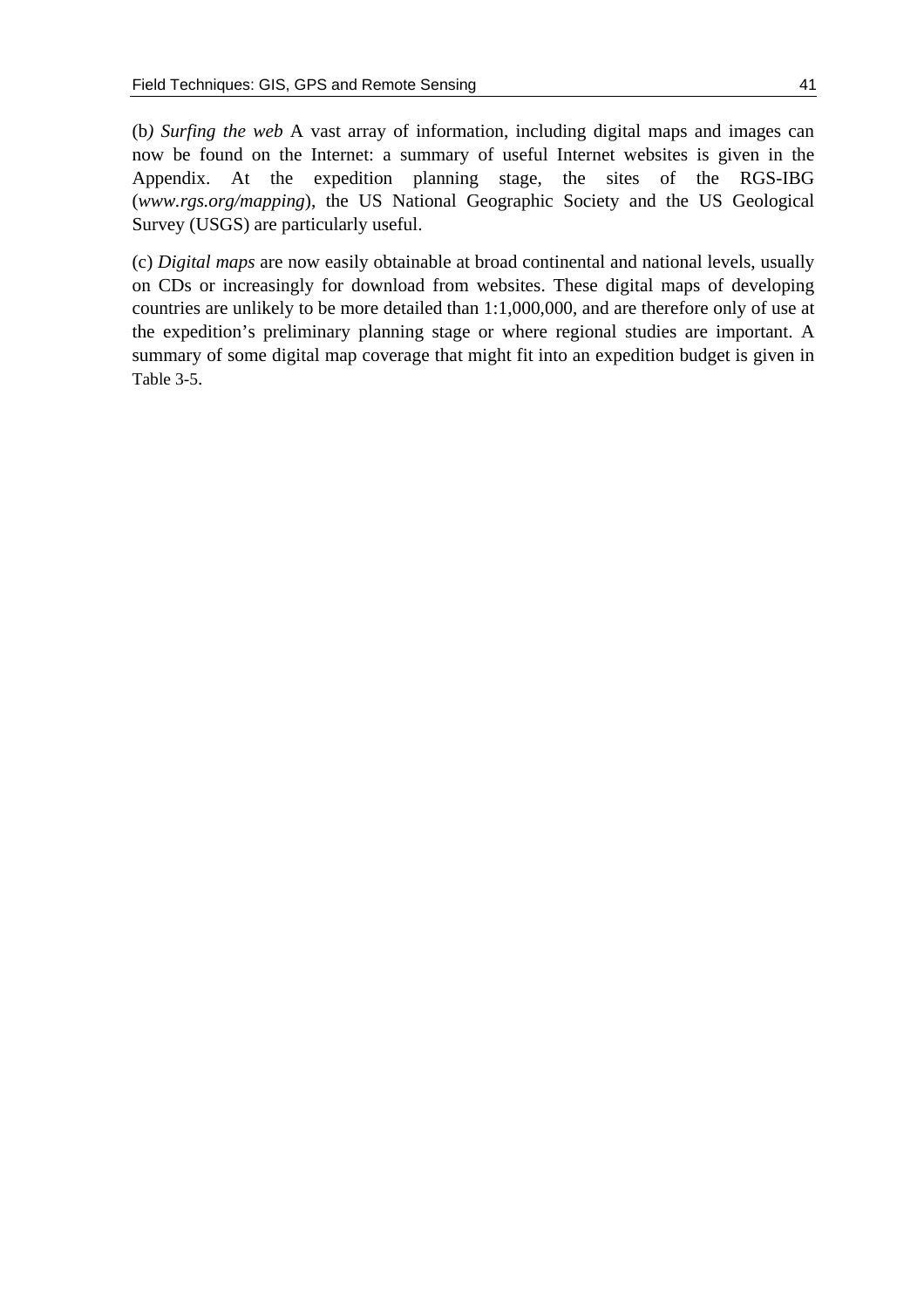(b) *Surfing the web* A vast array of information, including digital maps and images can now be found on the Internet: a summary of useful Internet websites is given in the Appendix. At the expedition planning stage, the sites of the RGS-IBG (*www.rgs.org/mapping*), the US National Geographic Society and the US Geological Survey (USGS) are particularly useful.

(c) *Digital maps* are now easily obtainable at broad continental and national levels, usually on CDs or increasingly for download from websites. These digital maps of developing countries are unlikely to be more detailed than 1:1,000,000, and are therefore only of use at the expedition's preliminary planning stage or where regional studies are important. A summary of some digital map coverage that might fit into an expedition budget is given in Table 3-5.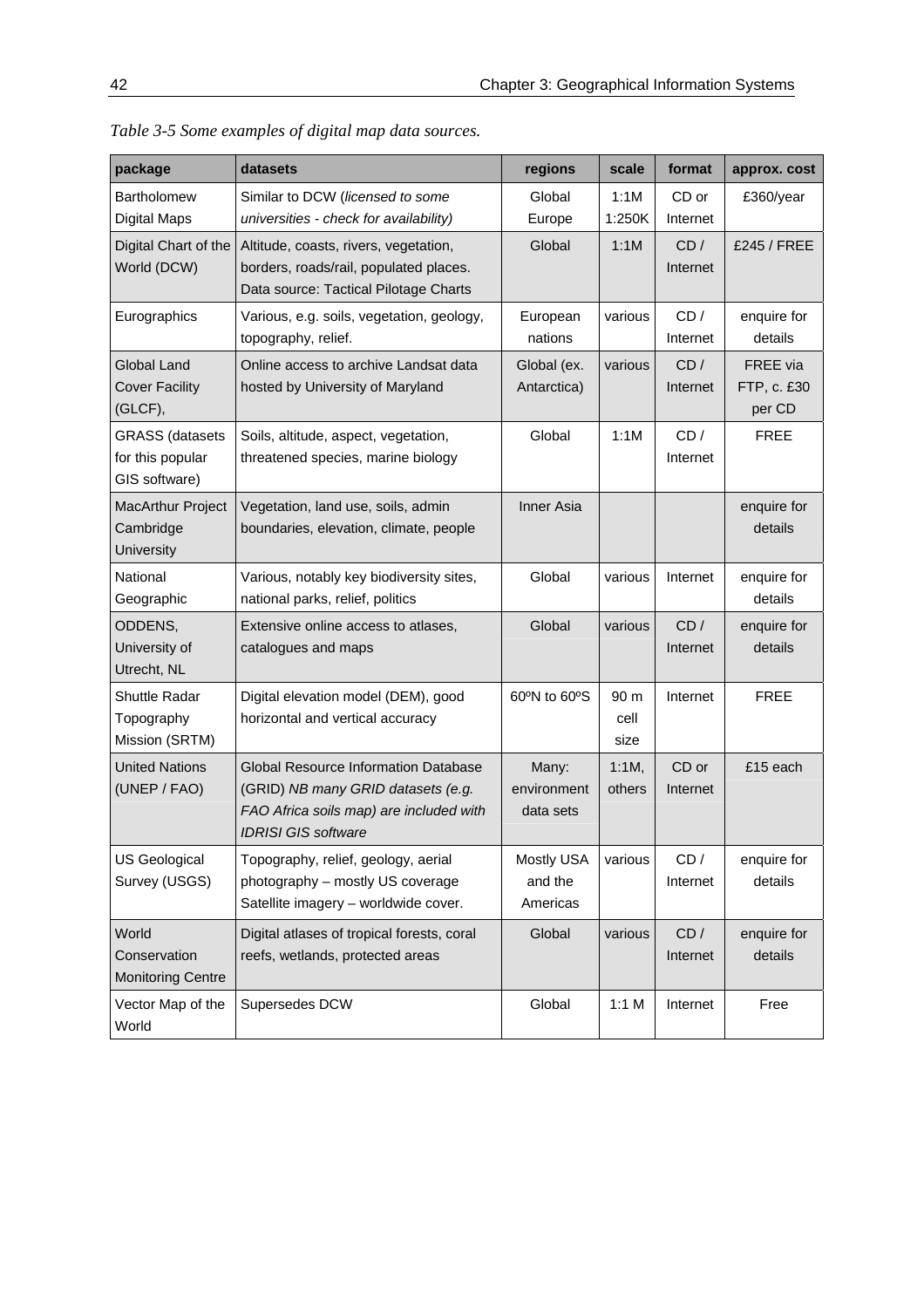*Table 3-5 Some examples of digital map data sources.*

| package | datasets | regions | scale | format | approx. cost |
|---|---|---|---|---|---|
| Bartholomew Digital Maps | Similar to DCW (*licensed to some universities - check for availability)* | Global Europe | 1:1M 1:250K | CD or Internet | £360/year |
| Digital Chart of the World (DCW) | Altitude, coasts, rivers, vegetation, borders, roads/rail, populated places. Data source: Tactical Pilotage Charts | Global | 1:1M | CD / Internet | £245 / FREE |
| Eurographics | Various, e.g. soils, vegetation, geology, topography, relief. | European nations | various | CD / Internet | enquire for details |
| Global Land Cover Facility (GLCF), | Online access to archive Landsat data hosted by University of Maryland | Global (ex. Antarctica) | various | CD / Internet | FREE via FTP, c. £30 per CD |
| GRASS (datasets for this popular GIS software) | Soils, altitude, aspect, vegetation, threatened species, marine biology | Global | 1:1M | CD / Internet | FREE |
| MacArthur Project Cambridge University | Vegetation, land use, soils, admin boundaries, elevation, climate, people | Inner Asia | | | enquire for details |
| National Geographic | Various, notably key biodiversity sites, national parks, relief, politics | Global | various | Internet | enquire for details |
| ODDENS, University of Utrecht, NL | Extensive online access to atlases, catalogues and maps | Global | various | CD / Internet | enquire for details |
| Shuttle Radar Topography Mission (SRTM) | Digital elevation model (DEM), good horizontal and vertical accuracy | 60ºN to 60ºS | 90 m cell size | Internet | FREE |
| United Nations (UNEP / FAO) | Global Resource Information Database (GRID) *NB many GRID datasets (e.g. FAO Africa soils map) are included with IDRISI GIS software* | Many: environment data sets | 1:1M, others | CD or Internet | £15 each |
| US Geological Survey (USGS) | Topography, relief, geology, aerial photography – mostly US coverage Satellite imagery – worldwide cover. | Mostly USA and the Americas | various | CD / Internet | enquire for details |
| World Conservation Monitoring Centre | Digital atlases of tropical forests, coral reefs, wetlands, protected areas | Global | various | CD / Internet | enquire for details |
| Vector Map of the World | Supersedes DCW | Global | 1:1 M | Internet | Free |